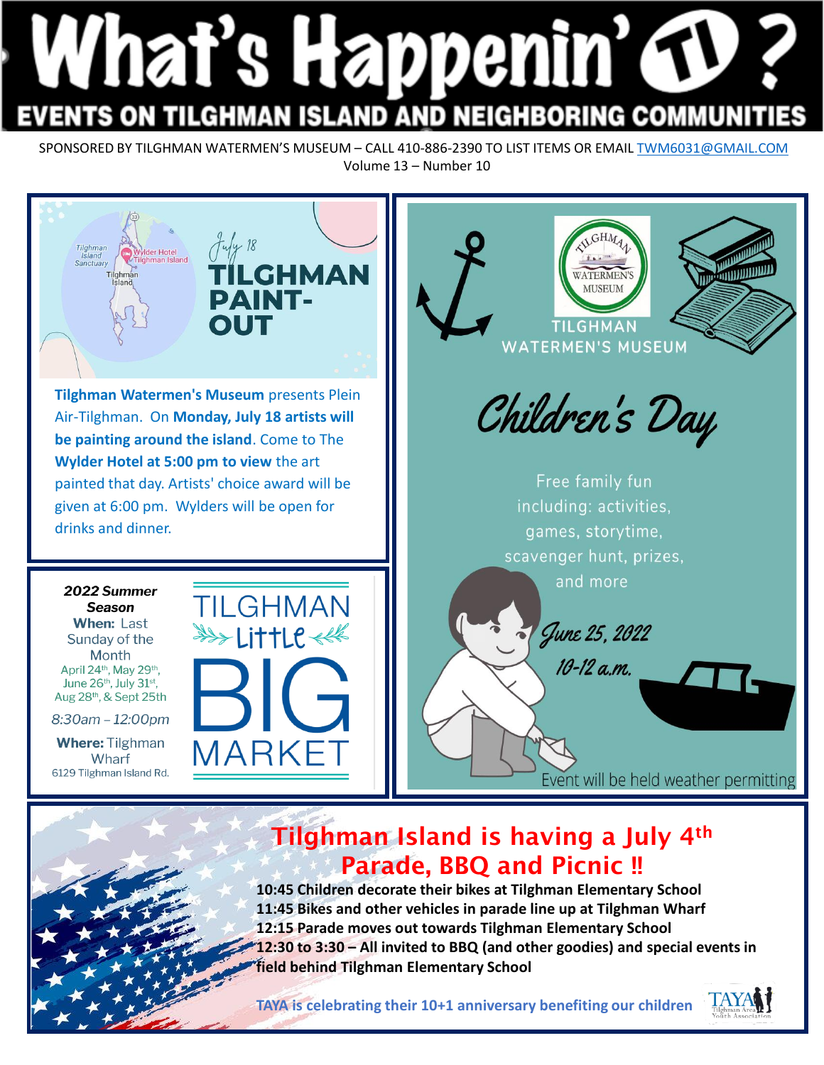# What's Happenin' TI ?

## EVENTS ON TILGHMAN ISLAND AND NEIGHBORING COMMUNITIES

SPONSORED BY TILGHMAN WATERMEN'S MUSEUM – CALL 410-886-2390 TO LIST ITEMS OR EMAIL TWM6031@GMAIL.COM

Volume 13 – Number 10

---

Tilghman Island Sanctuary · Wylder Hotel Tilghman Island · Tilghman Island

*July 18*

## TILGHMAN PAINT-OUT

**Tilghman Watermen's Museum** presents Plein Air-Tilghman. On **Monday, July 18 artists will be painting around the island**. Come to The **Wylder Hotel at 5:00 pm to view** the art painted that day. Artists' choice award will be given at 6:00 pm. Wylders will be open for drinks and dinner.

---

## TILGHMAN Little BIG MARKET

***2022 Summer Season***

**When:** Last Sunday of the Month

April 24th, May 29th, June 26th, July 31st, Aug 28th, & Sept 25th

*8:30am – 12:00pm*

**Where:** Tilghman Wharf

6129 Tilghman Island Rd.

---

TILGHMAN WATERMEN'S MUSEUM

## Children's Day

Free family fun including: activities, games, storytime, scavenger hunt, prizes, and more

*June 25, 2022*

*10-12 a.m.*

Event will be held weather permitting

---

## Tilghman Island is having a July 4th Parade, BBQ and Picnic ‼

**10:45 Children decorate their bikes at Tilghman Elementary School**

**11:45 Bikes and other vehicles in parade line up at Tilghman Wharf**

**12:15 Parade moves out towards Tilghman Elementary School**

**12:30 to 3:30 – All invited to BBQ (and other goodies) and special events in field behind Tilghman Elementary School**

**TAYA is celebrating their 10+1 anniversary benefiting our children**

TAYA Tilghman Area Youth Association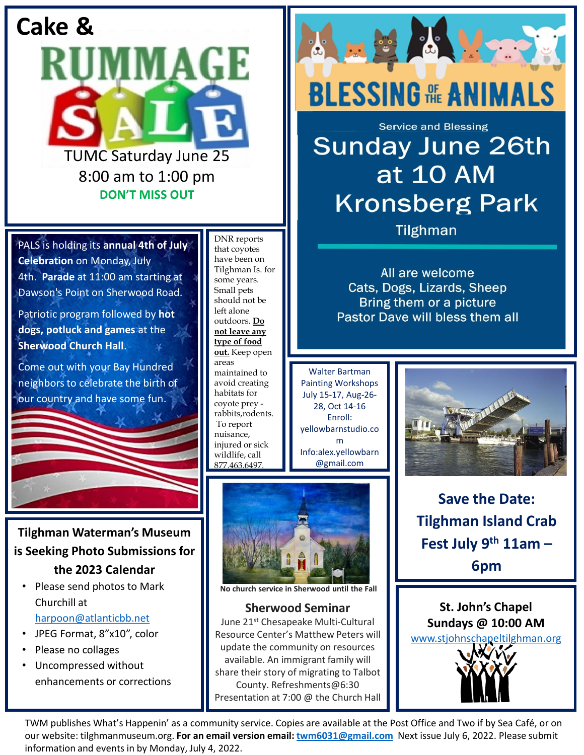# Cake & RUMMAGE SALE

TUMC Saturday June 25

8:00 am to 1:00 pm

**DON'T MISS OUT**

# BLESSING OF THE ANIMALS

Service and Blessing

## Sunday June 26th at 10 AM Kronsberg Park

Tilghman

All are welcome

Cats, Dogs, Lizards, Sheep

Bring them or a picture

Pastor Dave will bless them all

PALS is holding its **annual 4th of July Celebration** on Monday, July 4th. **Parade** at 11:00 am starting at Dawson's Point on Sherwood Road.

Patriotic program followed by **hot dogs, potluck and games** at the **Sherwood Church Hall**.

Come out with your Bay Hundred neighbors to celebrate the birth of our country and have some fun.

DNR reports that coyotes have been on Tilghman Is. for some years. Small pets should not be left alone outdoors. **Do not leave any type of food out.** Keep open areas maintained to avoid creating habitats for coyote prey - rabbits,rodents. To report nuisance, injured or sick wildlife, call 877.463.6497.

Walter Bartman Painting Workshops July 15-17, Aug-26-28, Oct 14-16

Enroll: yellowbarnstudio.com

Info:alex.yellowbarn@gmail.com

**Save the Date: Tilghman Island Crab Fest July 9th 11am – 6pm**

### Tilghman Waterman's Museum is Seeking Photo Submissions for the 2023 Calendar

- Please send photos to Mark Churchill at harpoon@atlanticbb.net
- JPEG Format, 8"x10", color
- Please no collages
- Uncompressed without enhancements or corrections

**No church service in Sherwood until the Fall**

### Sherwood Seminar

June 21st Chesapeake Multi-Cultural Resource Center's Matthew Peters will update the community on resources available. An immigrant family will share their story of migrating to Talbot County. Refreshments@6:30 Presentation at 7:00 @ the Church Hall

**St. John's Chapel**

**Sundays @ 10:00 AM**

www.stjohnschapeltilghman.org

TWM publishes What's Happenin' as a community service. Copies are available at the Post Office and Two if by Sea Café, or on our website: tilghmanmuseum.org. **For an email version email: twm6031@gmail.com** Next issue July 6, 2022. Please submit information and events in by Monday, July 4, 2022.